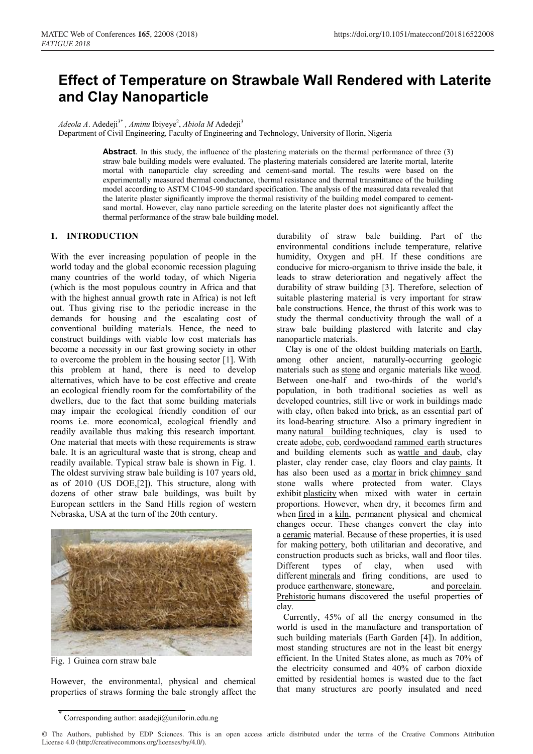# Effect of Temperature on Strawbale Wall Rendered with Laterite and Clay Nanoparticle

*Adeola A*. Adedeji[3*] , *Aminu* Ibiyeye[2], *Abiola M* Adedeji[3]

Department of Civil Engineering, Faculty of Engineering and Technology, University of Ilorin, Nigeria

**Abstract**. In this study, the influence of the plastering materials on the thermal performance of three (3) straw bale building models were evaluated. The plastering materials considered are laterite mortal, laterite mortal with nanoparticle clay screeding and cement-sand mortal. The results were based on the experimentally measured thermal conductance, thermal resistance and thermal transmittance of the building model according to ASTM C1045-90 standard specification. The analysis of the measured data revealed that the laterite plaster significantly improve the thermal resistivity of the building model compared to cement-sand mortal. However, clay nano particle screeding on the laterite plaster does not significantly affect the thermal performance of the straw bale building model.

## 1. INTRODUCTION

With the ever increasing population of people in the world today and the global economic recession plaguing many countries of the world today, of which Nigeria (which is the most populous country in Africa and that with the highest annual growth rate in Africa) is not left out. Thus giving rise to the periodic increase in the demands for housing and the escalating cost of conventional building materials. Hence, the need to construct buildings with viable low cost materials has become a necessity in our fast growing society in other to overcome the problem in the housing sector [1]. With this problem at hand, there is need to develop alternatives, which have to be cost effective and create an ecological friendly room for the comfortability of the dwellers, due to the fact that some building materials may impair the ecological friendly condition of our rooms i.e. more economical, ecological friendly and readily available thus making this research important. One material that meets with these requirements is straw bale. It is an agricultural waste that is strong, cheap and readily available. Typical straw bale is shown in Fig. 1. The oldest surviving straw bale building is 107 years old, as of 2010 (US DOE,[2]). This structure, along with dozens of other straw bale buildings, was built by European settlers in the Sand Hills region of western Nebraska, USA at the turn of the 20th century.

Fig. 1 Guinea corn straw bale

However, the environmental, physical and chemical properties of straws forming the bale strongly affect the durability of straw bale building. Part of the environmental conditions include temperature, relative humidity, Oxygen and pH. If these conditions are conducive for micro-organism to thrive inside the bale, it leads to straw deterioration and negatively affect the durability of straw building [3]. Therefore, selection of suitable plastering material is very important for straw bale constructions. Hence, the thrust of this work was to study the thermal conductivity through the wall of a straw bale building plastered with laterite and clay nanoparticle materials.

Clay is one of the oldest building materials on Earth, among other ancient, naturally-occurring geologic materials such as stone and organic materials like wood. Between one-half and two-thirds of the world's population, in both traditional societies as well as developed countries, still live or work in buildings made with clay, often baked into brick, as an essential part of its load-bearing structure. Also a primary ingredient in many natural building techniques, clay is used to create adobe, cob, cordwoodand rammed earth structures and building elements such as wattle and daub, clay plaster, clay render case, clay floors and clay paints. It has also been used as a mortar in brick chimney sand stone walls where protected from water. Clays exhibit plasticity when mixed with water in certain proportions. However, when dry, it becomes firm and when fired in a kiln, permanent physical and chemical changes occur. These changes convert the clay into a ceramic material. Because of these properties, it is used for making pottery, both utilitarian and decorative, and construction products such as bricks, wall and floor tiles. Different types of clay, when used with different minerals and firing conditions, are used to produce earthenware, stoneware, and porcelain. Prehistoric humans discovered the useful properties of clay.

Currently, 45% of all the energy consumed in the world is used in the manufacture and transportation of such building materials (Earth Garden [4]). In addition, most standing structures are not in the least bit energy efficient. In the United States alone, as much as 70% of the electricity consumed and 40% of carbon dioxide emitted by residential homes is wasted due to the fact that many structures are poorly insulated and need

* Corresponding author: aaadeji@unilorin.edu.ng

© The Authors, published by EDP Sciences. This is an open access article distributed under the terms of the Creative Commons Attribution License 4.0 (http://creativecommons.org/licenses/by/4.0/).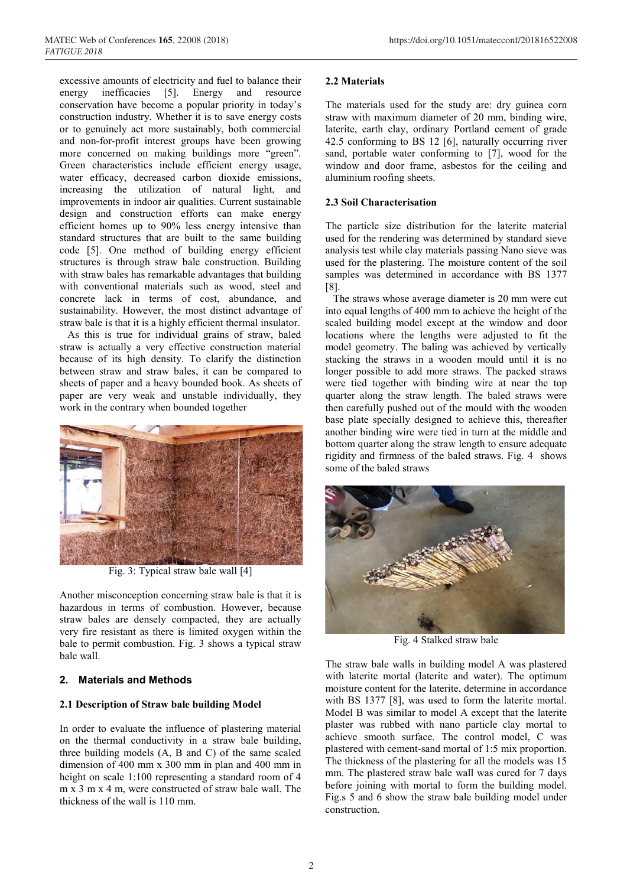excessive amounts of electricity and fuel to balance their energy inefficacies [5]. Energy and resource conservation have become a popular priority in today's construction industry. Whether it is to save energy costs or to genuinely act more sustainably, both commercial and non-for-profit interest groups have been growing more concerned on making buildings more "green". Green characteristics include efficient energy usage, water efficacy, decreased carbon dioxide emissions, increasing the utilization of natural light, and improvements in indoor air qualities. Current sustainable design and construction efforts can make energy efficient homes up to 90% less energy intensive than standard structures that are built to the same building code [5]. One method of building energy efficient structures is through straw bale construction. Building with straw bales has remarkable advantages that building with conventional materials such as wood, steel and concrete lack in terms of cost, abundance, and sustainability. However, the most distinct advantage of straw bale is that it is a highly efficient thermal insulator.

As this is true for individual grains of straw, baled straw is actually a very effective construction material because of its high density. To clarify the distinction between straw and straw bales, it can be compared to sheets of paper and a heavy bounded book. As sheets of paper are very weak and unstable individually, they work in the contrary when bounded together

Fig. 3: Typical straw bale wall [4]

Another misconception concerning straw bale is that it is hazardous in terms of combustion. However, because straw bales are densely compacted, they are actually very fire resistant as there is limited oxygen within the bale to permit combustion. Fig. 3 shows a typical straw bale wall.

## 2. Materials and Methods

### 2.1 Description of Straw bale building Model

In order to evaluate the influence of plastering material on the thermal conductivity in a straw bale building, three building models (A, B and C) of the same scaled dimension of 400 mm x 300 mm in plan and 400 mm in height on scale 1:100 representing a standard room of 4 m x 3 m x 4 m, were constructed of straw bale wall. The thickness of the wall is 110 mm.

### 2.2 Materials

The materials used for the study are: dry guinea corn straw with maximum diameter of 20 mm, binding wire, laterite, earth clay, ordinary Portland cement of grade 42.5 conforming to BS 12 [6], naturally occurring river sand, portable water conforming to [7], wood for the window and door frame, asbestos for the ceiling and aluminium roofing sheets.

### 2.3 Soil Characterisation

The particle size distribution for the laterite material used for the rendering was determined by standard sieve analysis test while clay materials passing Nano sieve was used for the plastering. The moisture content of the soil samples was determined in accordance with BS 1377 [8].

The straws whose average diameter is 20 mm were cut into equal lengths of 400 mm to achieve the height of the scaled building model except at the window and door locations where the lengths were adjusted to fit the model geometry. The baling was achieved by vertically stacking the straws in a wooden mould until it is no longer possible to add more straws. The packed straws were tied together with binding wire at near the top quarter along the straw length. The baled straws were then carefully pushed out of the mould with the wooden base plate specially designed to achieve this, thereafter another binding wire were tied in turn at the middle and bottom quarter along the straw length to ensure adequate rigidity and firmness of the baled straws. Fig. 4 shows some of the baled straws

Fig. 4 Stalked straw bale

The straw bale walls in building model A was plastered with laterite mortal (laterite and water). The optimum moisture content for the laterite, determine in accordance with BS 1377 [8], was used to form the laterite mortal. Model B was similar to model A except that the laterite plaster was rubbed with nano particle clay mortal to achieve smooth surface. The control model, C was plastered with cement-sand mortal of 1:5 mix proportion. The thickness of the plastering for all the models was 15 mm. The plastered straw bale wall was cured for 7 days before joining with mortal to form the building model. Fig.s 5 and 6 show the straw bale building model under construction.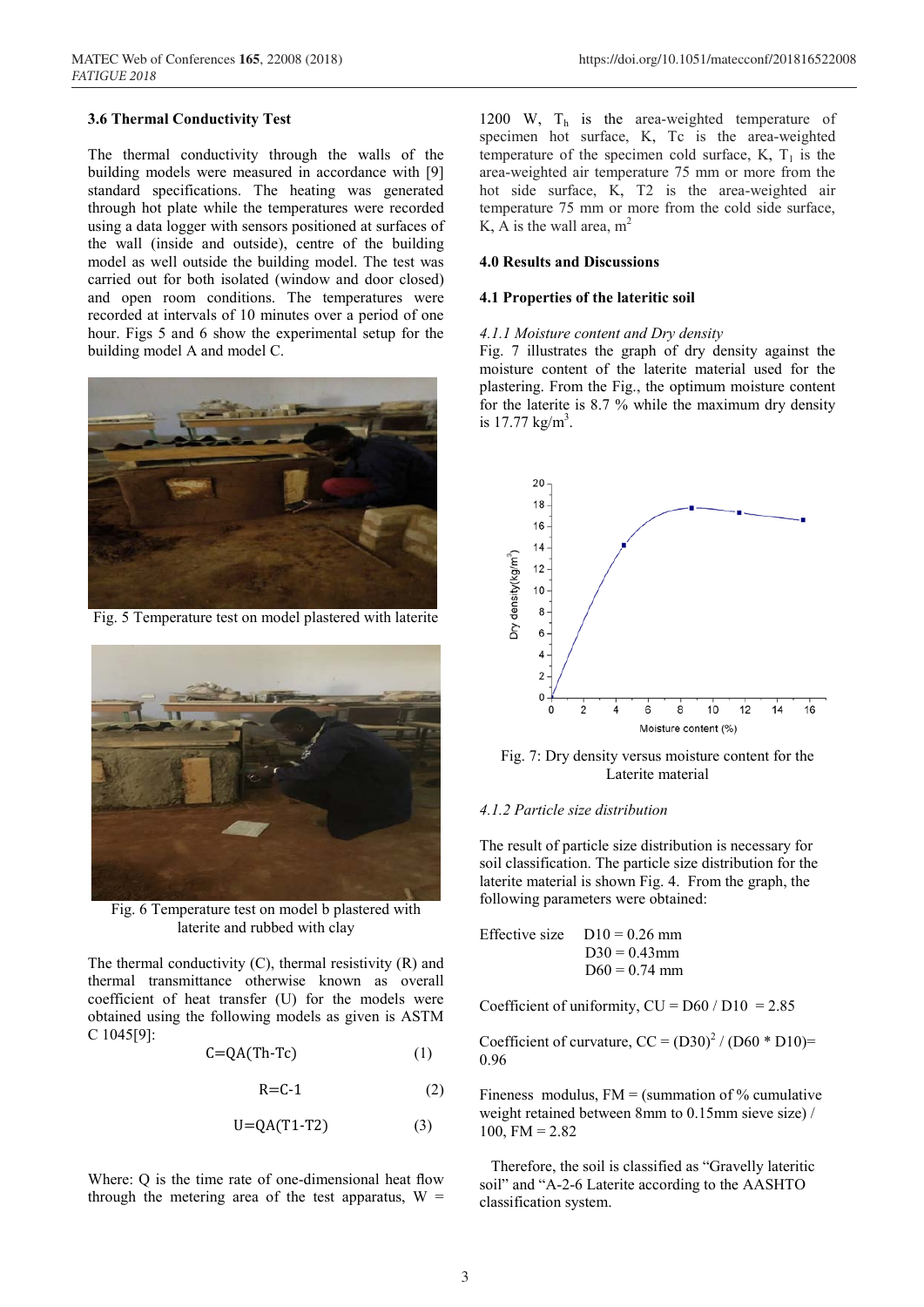### 3.6 Thermal Conductivity Test

The thermal conductivity through the walls of the building models were measured in accordance with [9] standard specifications. The heating was generated through hot plate while the temperatures were recorded using a data logger with sensors positioned at surfaces of the wall (inside and outside), centre of the building model as well outside the building model. The test was carried out for both isolated (window and door closed) and open room conditions. The temperatures were recorded at intervals of 10 minutes over a period of one hour. Figs 5 and 6 show the experimental setup for the building model A and model C.

Fig. 5 Temperature test on model plastered with laterite

Fig. 6 Temperature test on model b plastered with laterite and rubbed with clay

The thermal conductivity (C), thermal resistivity (R) and thermal transmittance otherwise known as overall coefficient of heat transfer (U) for the models were obtained using the following models as given is ASTM C 1045[9]:

$$C=QA(Th-Tc) \quad (1)$$

$$R=C-1 \quad (2)$$

$$U=QA(T1-T2) \quad (3)$$

Where: Q is the time rate of one-dimensional heat flow through the metering area of the test apparatus, W = 1200 W, $T_h$ is the area-weighted temperature of specimen hot surface, K, Tc is the area-weighted temperature of the specimen cold surface, K, $T_1$ is the area-weighted air temperature 75 mm or more from the hot side surface, K, T2 is the area-weighted air temperature 75 mm or more from the cold side surface, K, A is the wall area, $m^2$

## 4.0 Results and Discussions

### 4.1 Properties of the lateritic soil

#### *4.1.1 Moisture content and Dry density*

Fig. 7 illustrates the graph of dry density against the moisture content of the laterite material used for the plastering. From the Fig., the optimum moisture content for the laterite is 8.7 % while the maximum dry density is 17.77 $kg/m^3$.

Fig. 7: Dry density versus moisture content for the Laterite material

#### *4.1.2 Particle size distribution*

The result of particle size distribution is necessary for soil classification. The particle size distribution for the laterite material is shown Fig. 4. From the graph, the following parameters were obtained:

Effective size D10 = 0.26 mm
D30 = 0.43mm
D60 = 0.74 mm

Coefficient of uniformity, CU = D60 / D10 = 2.85

Coefficient of curvature, CC = $(D30)^2$ / (D60 * D10)= 0.96

Fineness modulus, FM = (summation of % cumulative weight retained between 8mm to 0.15mm sieve size) / 100, FM = 2.82

Therefore, the soil is classified as "Gravelly lateritic soil" and "A-2-6 Laterite according to the AASHTO classification system.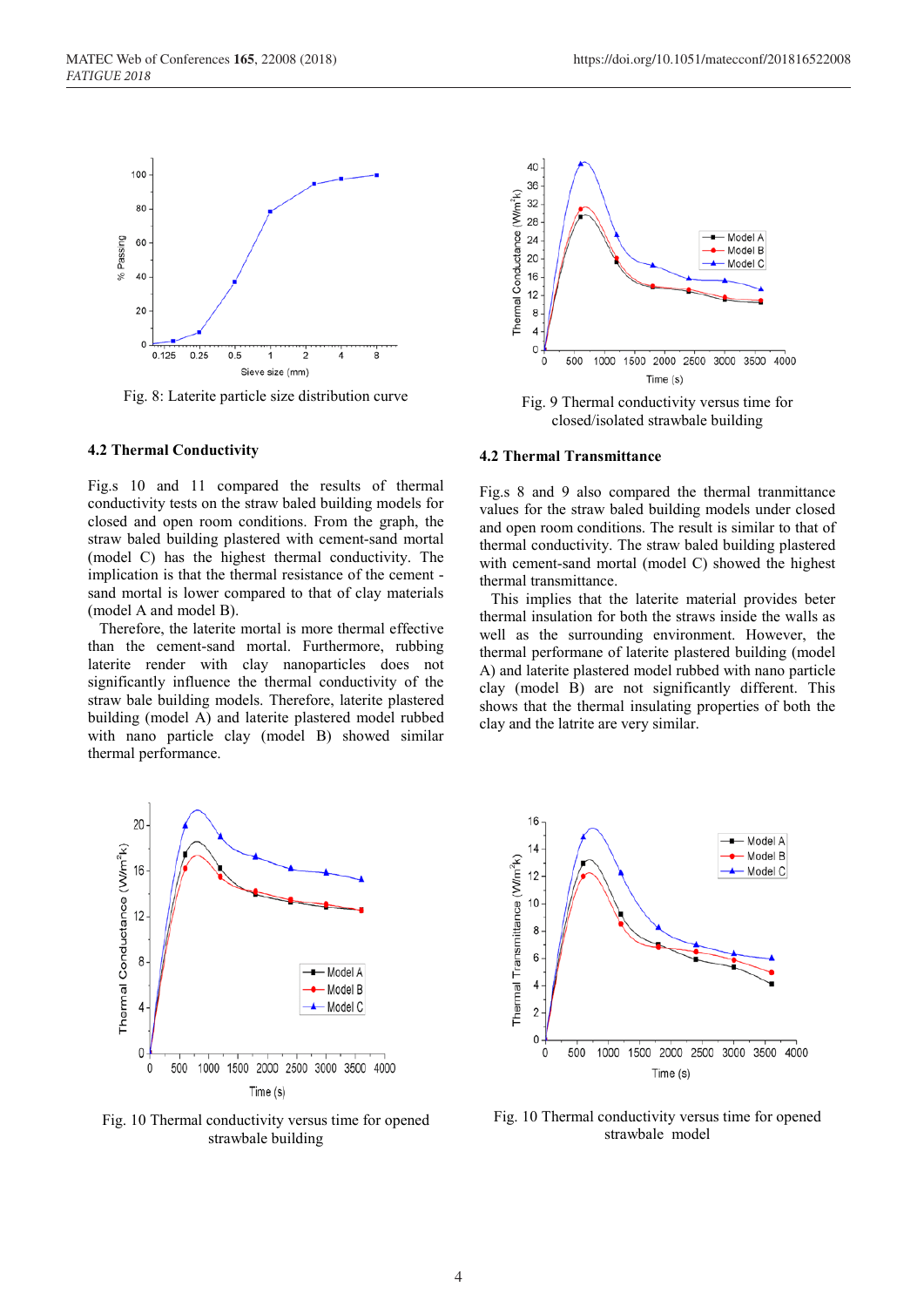Fig. 8: Laterite particle size distribution curve

Fig. 9 Thermal conductivity versus time for closed/isolated strawbale building

### 4.2 Thermal Conductivity

Fig.s 10 and 11 compared the results of thermal conductivity tests on the straw baled building models for closed and open room conditions. From the graph, the straw baled building plastered with cement-sand mortal (model C) has the highest thermal conductivity. The implication is that the thermal resistance of the cement - sand mortal is lower compared to that of clay materials (model A and model B).

Therefore, the laterite mortal is more thermal effective than the cement-sand mortal. Furthermore, rubbing laterite render with clay nanoparticles does not significantly influence the thermal conductivity of the straw bale building models. Therefore, laterite plastered building (model A) and laterite plastered model rubbed with nano particle clay (model B) showed similar thermal performance.

### 4.2 Thermal Transmittance

Fig.s 8 and 9 also compared the thermal tranmittance values for the straw baled building models under closed and open room conditions. The result is similar to that of thermal conductivity. The straw baled building plastered with cement-sand mortal (model C) showed the highest thermal transmittance.

This implies that the laterite material provides beter thermal insulation for both the straws inside the walls as well as the surrounding environment. However, the thermal performane of laterite plastered building (model A) and laterite plastered model rubbed with nano particle clay (model B) are not significantly different. This shows that the thermal insulating properties of both the clay and the latrite are very similar.

Fig. 10 Thermal conductivity versus time for opened strawbale building

Fig. 10 Thermal conductivity versus time for opened strawbale model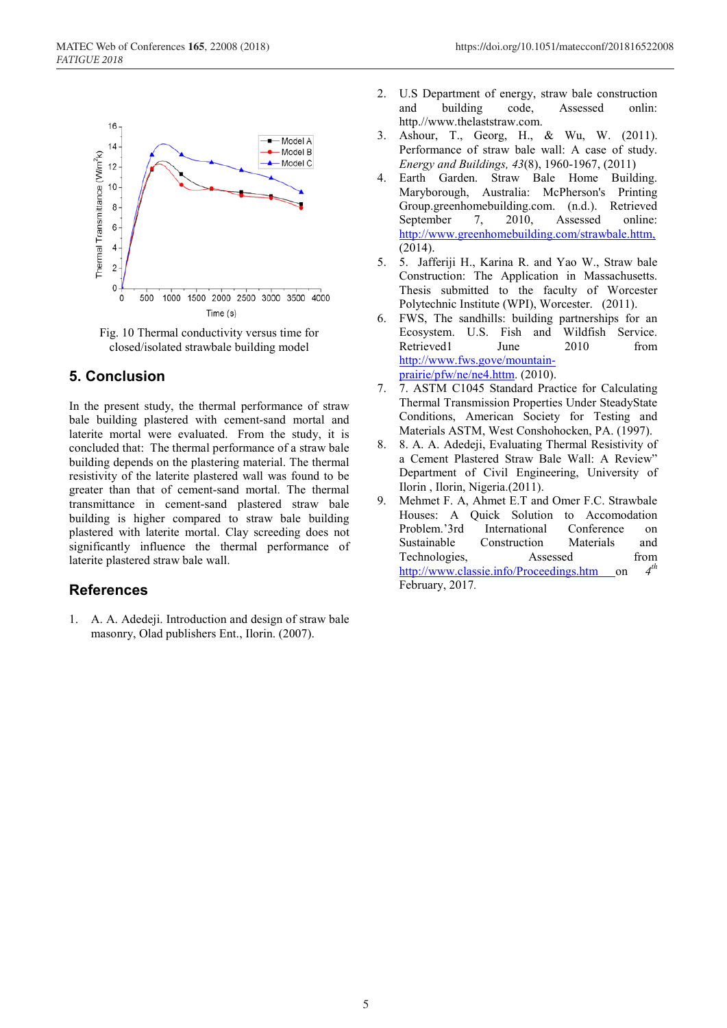16
14
12
10
8
6
4
2
0

0 500 1000 1500 2000 2500 3000 3500 4000

Time (s)

Thermal Transmittance (W/m²k)

Model A
Model B
Model C

Fig. 10 Thermal conductivity versus time for closed/isolated strawbale building model

## 5. Conclusion

In the present study, the thermal performance of straw bale building plastered with cement-sand mortal and laterite mortal were evaluated. From the study, it is concluded that: The thermal performance of a straw bale building depends on the plastering material. The thermal resistivity of the laterite plastered wall was found to be greater than that of cement-sand mortal. The thermal transmittance in cement-sand plastered straw bale building is higher compared to straw bale building plastered with laterite mortal. Clay screeding does not significantly influence the thermal performance of laterite plastered straw bale wall.

## References

1. A. A. Adedeji. Introduction and design of straw bale masonry, Olad publishers Ent., Ilorin. (2007).
2. U.S Department of energy, straw bale construction and building code, Assessed onlin: http.//www.thelaststraw.com.
3. Ashour, T., Georg, H., & Wu, W. (2011). Performance of straw bale wall: A case of study. *Energy and Buildings, 43*(8), 1960-1967, (2011)
4. Earth Garden. Straw Bale Home Building. Maryborough, Australia: McPherson's Printing Group.greenhomebuilding.com. (n.d.). Retrieved September 7, 2010, Assessed online: http://www.greenhomebuilding.com/strawbale.htm, (2014).
5. 5. Jafferiji H., Karina R. and Yao W., Straw bale Construction: The Application in Massachusetts. Thesis submitted to the faculty of Worcester Polytechnic Institute (WPI), Worcester. (2011).
6. FWS, The sandhills: building partnerships for an Ecosystem. U.S. Fish and Wildfish Service. Retrieved1 June 2010 from http://www.fws.gove/mountain-prairie/pfw/ne/ne4.httm. (2010).
7. 7. ASTM C1045 Standard Practice for Calculating Thermal Transmission Properties Under SteadyState Conditions, American Society for Testing and Materials ASTM, West Conshohocken, PA. (1997).
8. 8. A. A. Adedeji, Evaluating Thermal Resistivity of a Cement Plastered Straw Bale Wall: A Review" Department of Civil Engineering, University of Ilorin , Ilorin, Nigeria.(2011).
9. Mehmet F. A, Ahmet E.T and Omer F.C. Strawbale Houses: A Quick Solution to Accomodation Problem.'3rd International Conference on Sustainable Construction Materials and Technologies, Assessed from http://www.classie.info/Proceedings.htm on 4th February, 2017.